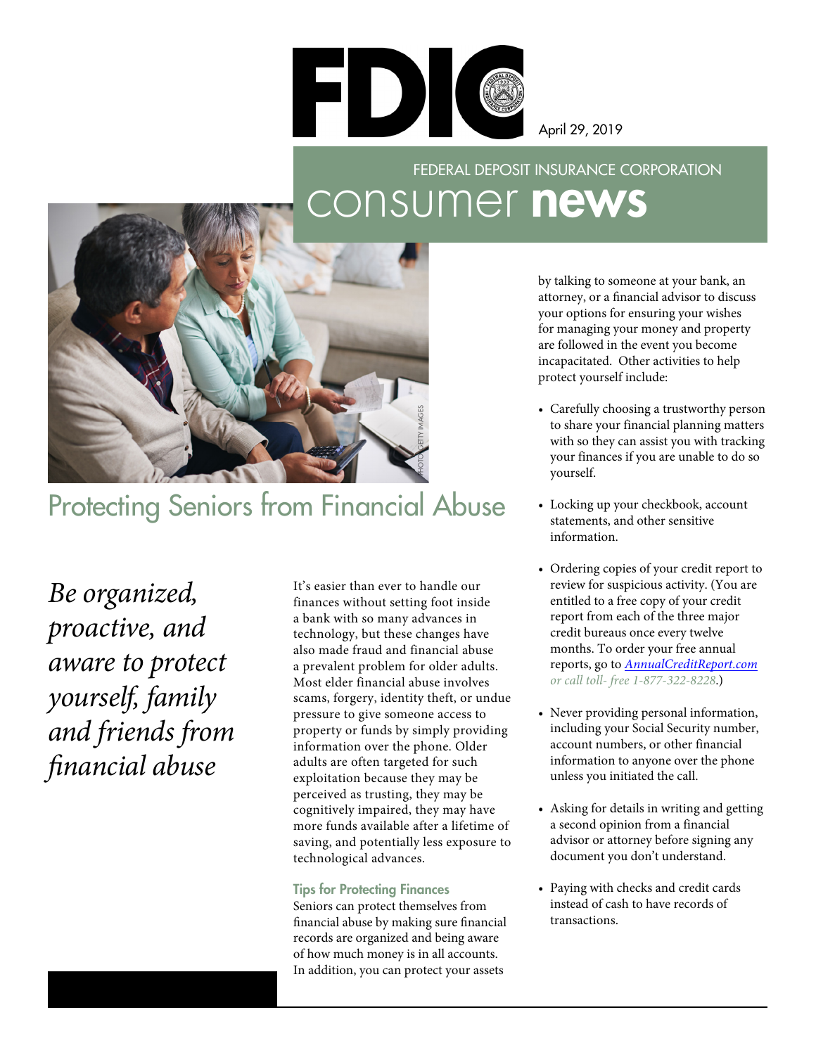FDIC

April 29, 2019

FEDERAL DEPOSIT INSURANCE CORPORATION

# consumer **news**

## Protecting Seniors from Financial Abuse

*Be organized, proactive, and aware to protect yourself, family and friends from financial abuse*

It's easier than ever to handle our finances without setting foot inside a bank with so many advances in technology, but these changes have also made fraud and financial abuse a prevalent problem for older adults. Most elder financial abuse involves scams, forgery, identity theft, or undue pressure to give someone access to property or funds by simply providing information over the phone. Older adults are often targeted for such exploitation because they may be perceived as trusting, they may be cognitively impaired, they may have more funds available after a lifetime of saving, and potentially less exposure to technological advances.

### Tips for Protecting Finances

Seniors can protect themselves from financial abuse by making sure financial records are organized and being aware of how much money is in all accounts. In addition, you can protect your assets by talking to someone at your bank, an attorney, or a financial advisor to discuss your options for ensuring your wishes for managing your money and property are followed in the event you become incapacitated. Other activities to help protect yourself include:

- Carefully choosing a trustworthy person to share your financial planning matters with so they can assist you with tracking your finances if you are unable to do so yourself.
- Locking up your checkbook, account statements, and other sensitive information.
- Ordering copies of your credit report to review for suspicious activity. (You are entitled to a free copy of your credit report from each of the three major credit bureaus once every twelve months. To order your free annual reports, go to [AnnualCreditReport.com](https://www.AnnualCreditReport.com) *or call toll- free 1-877-322-8228*.)
- Never providing personal information, including your Social Security number, account numbers, or other financial information to anyone over the phone unless you initiated the call.
- Asking for details in writing and getting a second opinion from a financial advisor or attorney before signing any document you don't understand.
- Paying with checks and credit cards instead of cash to have records of transactions.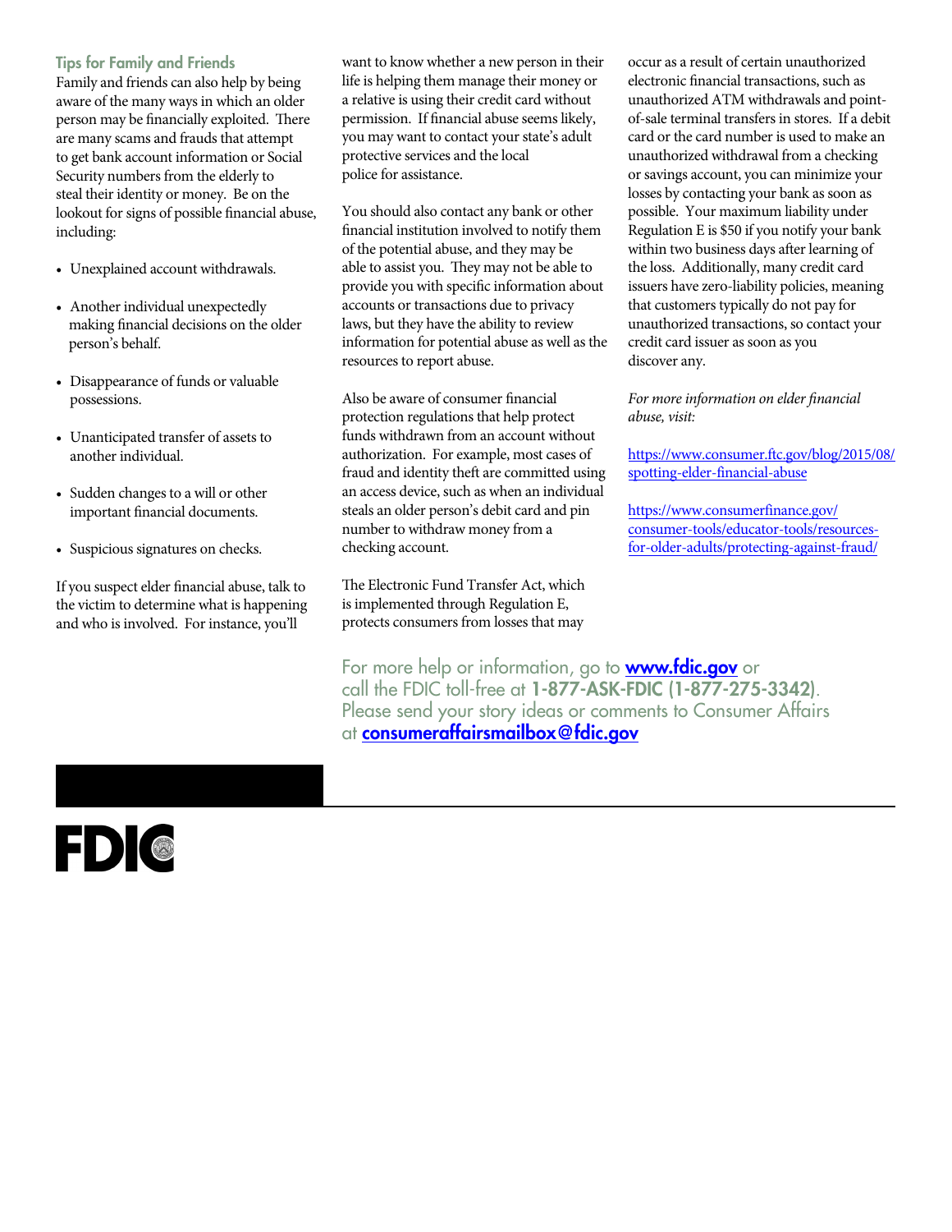### Tips for Family and Friends

Family and friends can also help by being aware of the many ways in which an older person may be financially exploited. There are many scams and frauds that attempt to get bank account information or Social Security numbers from the elderly to steal their identity or money. Be on the lookout for signs of possible financial abuse, including:

- Unexplained account withdrawals.
- Another individual unexpectedly making financial decisions on the older person's behalf.
- Disappearance of funds or valuable possessions.
- Unanticipated transfer of assets to another individual.
- Sudden changes to a will or other important financial documents.
- Suspicious signatures on checks.

If you suspect elder financial abuse, talk to the victim to determine what is happening and who is involved. For instance, you'll want to know whether a new person in their life is helping them manage their money or a relative is using their credit card without permission. If financial abuse seems likely, you may want to contact your state's adult protective services and the local police for assistance.

You should also contact any bank or other financial institution involved to notify them of the potential abuse, and they may be able to assist you. They may not be able to provide you with specific information about accounts or transactions due to privacy laws, but they have the ability to review information for potential abuse as well as the resources to report abuse.

Also be aware of consumer financial protection regulations that help protect funds withdrawn from an account without authorization. For example, most cases of fraud and identity theft are committed using an access device, such as when an individual steals an older person's debit card and pin number to withdraw money from a checking account.

The Electronic Fund Transfer Act, which is implemented through Regulation E, protects consumers from losses that may occur as a result of certain unauthorized electronic financial transactions, such as unauthorized ATM withdrawals and point-of-sale terminal transfers in stores. If a debit card or the card number is used to make an unauthorized withdrawal from a checking or savings account, you can minimize your losses by contacting your bank as soon as possible. Your maximum liability under Regulation E is $50 if you notify your bank within two business days after learning of the loss. Additionally, many credit card issuers have zero-liability policies, meaning that customers typically do not pay for unauthorized transactions, so contact your credit card issuer as soon as you discover any.

*For more information on elder financial abuse, visit:*

https://www.consumer.ftc.gov/blog/2015/08/spotting-elder-financial-abuse

https://www.consumerfinance.gov/consumer-tools/educator-tools/resources-for-older-adults/protecting-against-fraud/

For more help or information, go to **www.fdic.gov** or call the FDIC toll-free at **1-877-ASK-FDIC (1-877-275-3342)**. Please send your story ideas or comments to Consumer Affairs at **consumeraffairsmailbox@fdic.gov**

FDIC